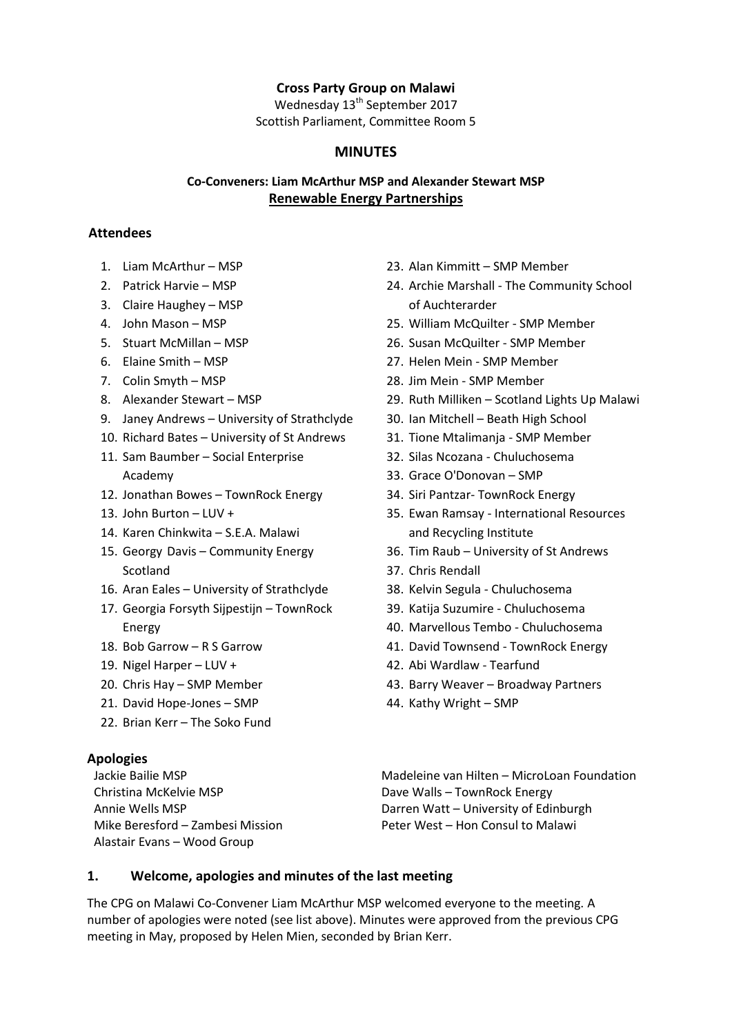**Cross Party Group on Malawi**

Wednesday 13th September 2017

Scottish Parliament, Committee Room 5

# MINUTES

**Co-Conveners: Liam McArthur MSP and Alexander Stewart MSP**

**Renewable Energy Partnerships**

## Attendees

1. Liam McArthur – MSP
2. Patrick Harvie – MSP
3. Claire Haughey – MSP
4. John Mason – MSP
5. Stuart McMillan – MSP
6. Elaine Smith – MSP
7. Colin Smyth – MSP
8. Alexander Stewart – MSP
9. Janey Andrews – University of Strathclyde
10. Richard Bates – University of St Andrews
11. Sam Baumber – Social Enterprise Academy
12. Jonathan Bowes – TownRock Energy
13. John Burton – LUV +
14. Karen Chinkwita – S.E.A. Malawi
15. Georgy Davis – Community Energy Scotland
16. Aran Eales – University of Strathclyde
17. Georgia Forsyth Sijpestijn – TownRock Energy
18. Bob Garrow – R S Garrow
19. Nigel Harper – LUV +
20. Chris Hay – SMP Member
21. David Hope-Jones – SMP
22. Brian Kerr – The Soko Fund
23. Alan Kimmitt – SMP Member
24. Archie Marshall - The Community School of Auchterarder
25. William McQuilter - SMP Member
26. Susan McQuilter - SMP Member
27. Helen Mein - SMP Member
28. Jim Mein - SMP Member
29. Ruth Milliken – Scotland Lights Up Malawi
30. Ian Mitchell – Beath High School
31. Tione Mtalimanja - SMP Member
32. Silas Ncozana - Chuluchosema
33. Grace O'Donovan – SMP
34. Siri Pantzar- TownRock Energy
35. Ewan Ramsay - International Resources and Recycling Institute
36. Tim Raub – University of St Andrews
37. Chris Rendall
38. Kelvin Segula - Chuluchosema
39. Katija Suzumire - Chuluchosema
40. Marvellous Tembo - Chuluchosema
41. David Townsend - TownRock Energy
42. Abi Wardlaw - Tearfund
43. Barry Weaver – Broadway Partners
44. Kathy Wright – SMP

## Apologies

Jackie Bailie MSP
Christina McKelvie MSP
Annie Wells MSP
Mike Beresford – Zambesi Mission
Alastair Evans – Wood Group
Madeleine van Hilten – MicroLoan Foundation
Dave Walls – TownRock Energy
Darren Watt – University of Edinburgh
Peter West – Hon Consul to Malawi

## 1. Welcome, apologies and minutes of the last meeting

The CPG on Malawi Co-Convener Liam McArthur MSP welcomed everyone to the meeting. A number of apologies were noted (see list above). Minutes were approved from the previous CPG meeting in May, proposed by Helen Mien, seconded by Brian Kerr.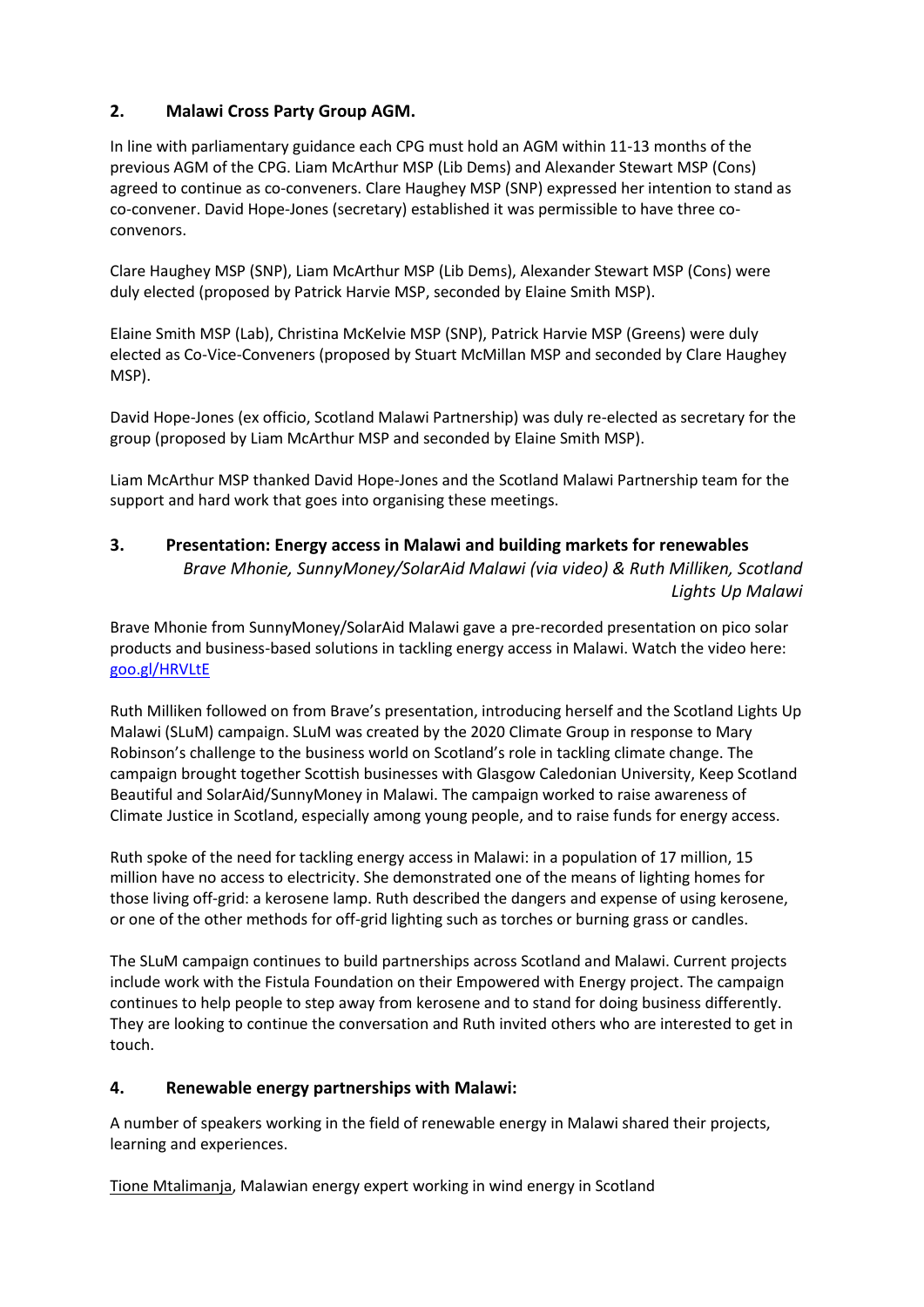## 2. Malawi Cross Party Group AGM.

In line with parliamentary guidance each CPG must hold an AGM within 11-13 months of the previous AGM of the CPG. Liam McArthur MSP (Lib Dems) and Alexander Stewart MSP (Cons) agreed to continue as co-conveners. Clare Haughey MSP (SNP) expressed her intention to stand as co-convener. David Hope-Jones (secretary) established it was permissible to have three co-convenors.

Clare Haughey MSP (SNP), Liam McArthur MSP (Lib Dems), Alexander Stewart MSP (Cons) were duly elected (proposed by Patrick Harvie MSP, seconded by Elaine Smith MSP).

Elaine Smith MSP (Lab), Christina McKelvie MSP (SNP), Patrick Harvie MSP (Greens) were duly elected as Co-Vice-Conveners (proposed by Stuart McMillan MSP and seconded by Clare Haughey MSP).

David Hope-Jones (ex officio, Scotland Malawi Partnership) was duly re-elected as secretary for the group (proposed by Liam McArthur MSP and seconded by Elaine Smith MSP).

Liam McArthur MSP thanked David Hope-Jones and the Scotland Malawi Partnership team for the support and hard work that goes into organising these meetings.

## 3. Presentation: Energy access in Malawi and building markets for renewables

*Brave Mhonie, SunnyMoney/SolarAid Malawi (via video) & Ruth Milliken, Scotland Lights Up Malawi*

Brave Mhonie from SunnyMoney/SolarAid Malawi gave a pre-recorded presentation on pico solar products and business-based solutions in tackling energy access in Malawi. Watch the video here: [goo.gl/HRVLtE](goo.gl/HRVLtE)

Ruth Milliken followed on from Brave's presentation, introducing herself and the Scotland Lights Up Malawi (SLuM) campaign. SLuM was created by the 2020 Climate Group in response to Mary Robinson's challenge to the business world on Scotland's role in tackling climate change. The campaign brought together Scottish businesses with Glasgow Caledonian University, Keep Scotland Beautiful and SolarAid/SunnyMoney in Malawi. The campaign worked to raise awareness of Climate Justice in Scotland, especially among young people, and to raise funds for energy access.

Ruth spoke of the need for tackling energy access in Malawi: in a population of 17 million, 15 million have no access to electricity. She demonstrated one of the means of lighting homes for those living off-grid: a kerosene lamp. Ruth described the dangers and expense of using kerosene, or one of the other methods for off-grid lighting such as torches or burning grass or candles.

The SLuM campaign continues to build partnerships across Scotland and Malawi. Current projects include work with the Fistula Foundation on their Empowered with Energy project. The campaign continues to help people to step away from kerosene and to stand for doing business differently. They are looking to continue the conversation and Ruth invited others who are interested to get in touch.

## 4. Renewable energy partnerships with Malawi:

A number of speakers working in the field of renewable energy in Malawi shared their projects, learning and experiences.

Tione Mtalimanja, Malawian energy expert working in wind energy in Scotland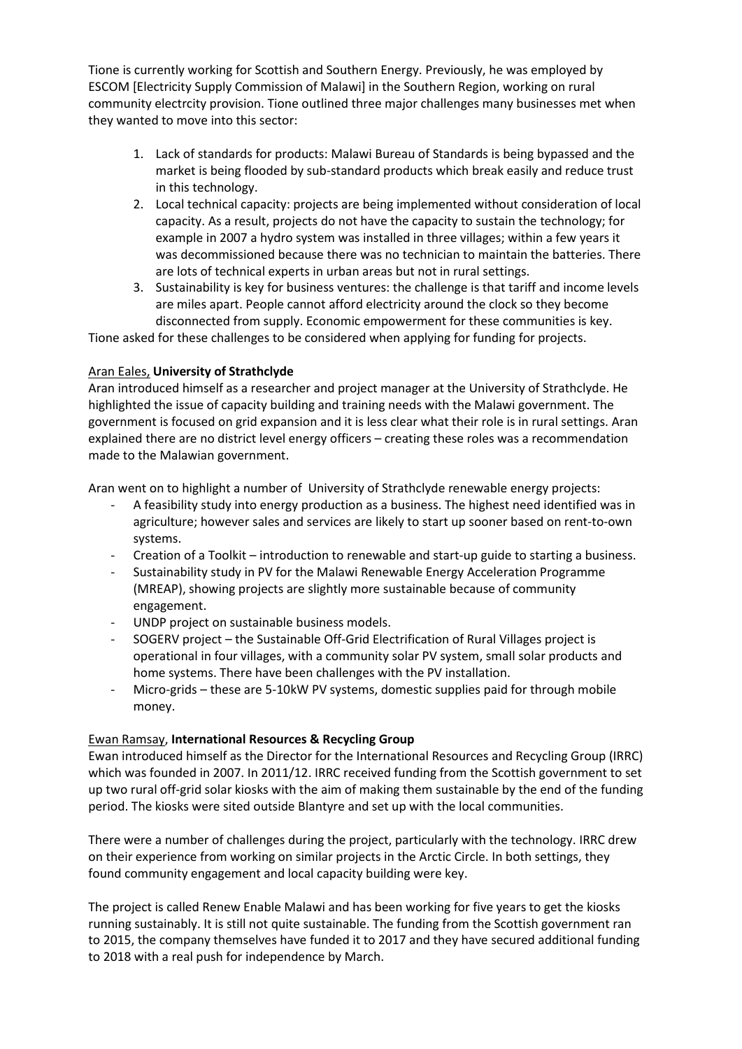Tione is currently working for Scottish and Southern Energy. Previously, he was employed by ESCOM [Electricity Supply Commission of Malawi] in the Southern Region, working on rural community electrcity provision. Tione outlined three major challenges many businesses met when they wanted to move into this sector:

1. Lack of standards for products: Malawi Bureau of Standards is being bypassed and the market is being flooded by sub-standard products which break easily and reduce trust in this technology.
2. Local technical capacity: projects are being implemented without consideration of local capacity. As a result, projects do not have the capacity to sustain the technology; for example in 2007 a hydro system was installed in three villages; within a few years it was decommissioned because there was no technician to maintain the batteries. There are lots of technical experts in urban areas but not in rural settings.
3. Sustainability is key for business ventures: the challenge is that tariff and income levels are miles apart. People cannot afford electricity around the clock so they become disconnected from supply. Economic empowerment for these communities is key.

Tione asked for these challenges to be considered when applying for funding for projects.

Aran Eales, **University of Strathclyde**

Aran introduced himself as a researcher and project manager at the University of Strathclyde. He highlighted the issue of capacity building and training needs with the Malawi government. The government is focused on grid expansion and it is less clear what their role is in rural settings. Aran explained there are no district level energy officers – creating these roles was a recommendation made to the Malawian government.

Aran went on to highlight a number of University of Strathclyde renewable energy projects:

- A feasibility study into energy production as a business. The highest need identified was in agriculture; however sales and services are likely to start up sooner based on rent-to-own systems.
- Creation of a Toolkit – introduction to renewable and start-up guide to starting a business.
- Sustainability study in PV for the Malawi Renewable Energy Acceleration Programme (MREAP), showing projects are slightly more sustainable because of community engagement.
- UNDP project on sustainable business models.
- SOGERV project – the Sustainable Off-Grid Electrification of Rural Villages project is operational in four villages, with a community solar PV system, small solar products and home systems. There have been challenges with the PV installation.
- Micro-grids – these are 5-10kW PV systems, domestic supplies paid for through mobile money.

Ewan Ramsay, **International Resources & Recycling Group**

Ewan introduced himself as the Director for the International Resources and Recycling Group (IRRC) which was founded in 2007. In 2011/12. IRRC received funding from the Scottish government to set up two rural off-grid solar kiosks with the aim of making them sustainable by the end of the funding period. The kiosks were sited outside Blantyre and set up with the local communities.

There were a number of challenges during the project, particularly with the technology. IRRC drew on their experience from working on similar projects in the Arctic Circle. In both settings, they found community engagement and local capacity building were key.

The project is called Renew Enable Malawi and has been working for five years to get the kiosks running sustainably. It is still not quite sustainable. The funding from the Scottish government ran to 2015, the company themselves have funded it to 2017 and they have secured additional funding to 2018 with a real push for independence by March.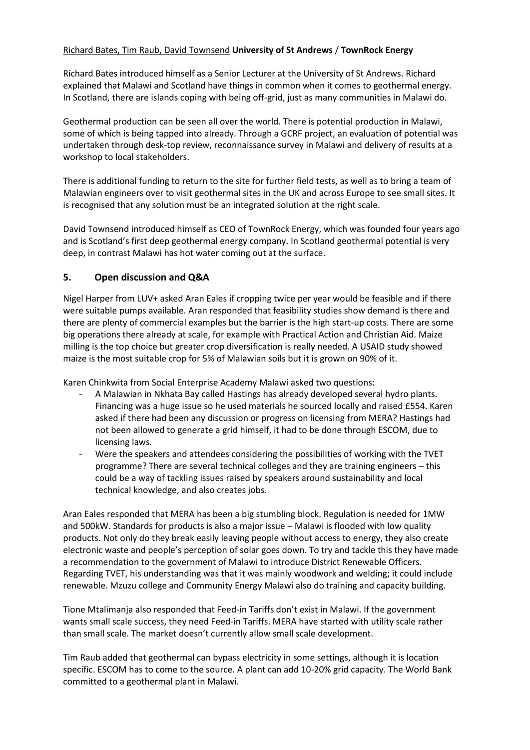Richard Bates, Tim Raub, David Townsend **University of St Andrews** / **TownRock Energy**

Richard Bates introduced himself as a Senior Lecturer at the University of St Andrews. Richard explained that Malawi and Scotland have things in common when it comes to geothermal energy. In Scotland, there are islands coping with being off-grid, just as many communities in Malawi do.

Geothermal production can be seen all over the world. There is potential production in Malawi, some of which is being tapped into already. Through a GCRF project, an evaluation of potential was undertaken through desk-top review, reconnaissance survey in Malawi and delivery of results at a workshop to local stakeholders.

There is additional funding to return to the site for further field tests, as well as to bring a team of Malawian engineers over to visit geothermal sites in the UK and across Europe to see small sites. It is recognised that any solution must be an integrated solution at the right scale.

David Townsend introduced himself as CEO of TownRock Energy, which was founded four years ago and is Scotland's first deep geothermal energy company. In Scotland geothermal potential is very deep, in contrast Malawi has hot water coming out at the surface.

## 5. Open discussion and Q&A

Nigel Harper from LUV+ asked Aran Eales if cropping twice per year would be feasible and if there were suitable pumps available. Aran responded that feasibility studies show demand is there and there are plenty of commercial examples but the barrier is the high start-up costs. There are some big operations there already at scale, for example with Practical Action and Christian Aid. Maize milling is the top choice but greater crop diversification is really needed. A USAID study showed maize is the most suitable crop for 5% of Malawian soils but it is grown on 90% of it.

Karen Chinkwita from Social Enterprise Academy Malawi asked two questions:

- A Malawian in Nkhata Bay called Hastings has already developed several hydro plants. Financing was a huge issue so he used materials he sourced locally and raised £554. Karen asked if there had been any discussion or progress on licensing from MERA? Hastings had not been allowed to generate a grid himself, it had to be done through ESCOM, due to licensing laws.
- Were the speakers and attendees considering the possibilities of working with the TVET programme? There are several technical colleges and they are training engineers – this could be a way of tackling issues raised by speakers around sustainability and local technical knowledge, and also creates jobs.

Aran Eales responded that MERA has been a big stumbling block. Regulation is needed for 1MW and 500kW. Standards for products is also a major issue – Malawi is flooded with low quality products. Not only do they break easily leaving people without access to energy, they also create electronic waste and people's perception of solar goes down. To try and tackle this they have made a recommendation to the government of Malawi to introduce District Renewable Officers. Regarding TVET, his understanding was that it was mainly woodwork and welding; it could include renewable. Mzuzu college and Community Energy Malawi also do training and capacity building.

Tione Mtalimanja also responded that Feed-in Tariffs don't exist in Malawi. If the government wants small scale success, they need Feed-in Tariffs. MERA have started with utility scale rather than small scale. The market doesn't currently allow small scale development.

Tim Raub added that geothermal can bypass electricity in some settings, although it is location specific. ESCOM has to come to the source. A plant can add 10-20% grid capacity. The World Bank committed to a geothermal plant in Malawi.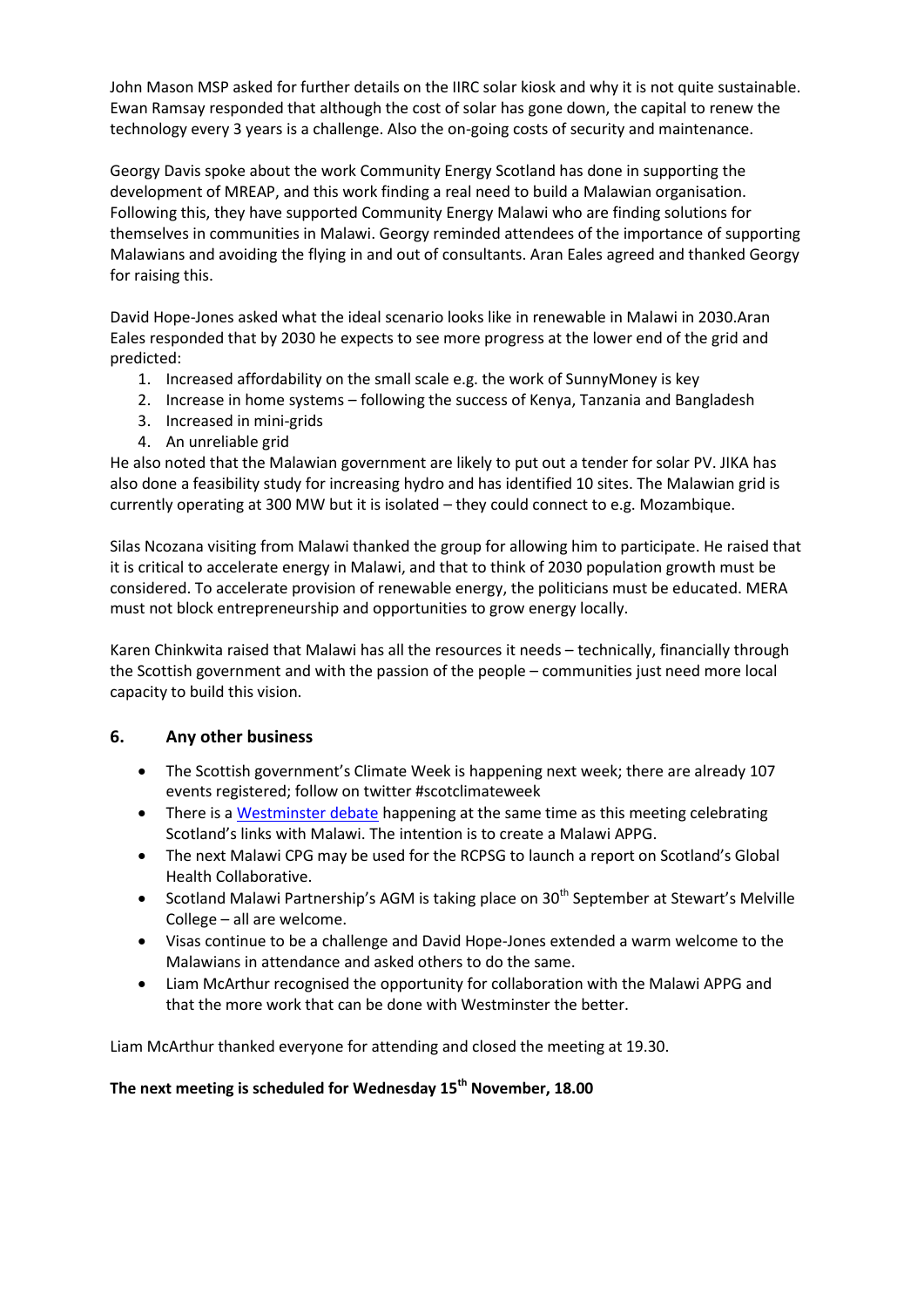John Mason MSP asked for further details on the IIRC solar kiosk and why it is not quite sustainable. Ewan Ramsay responded that although the cost of solar has gone down, the capital to renew the technology every 3 years is a challenge. Also the on-going costs of security and maintenance.

Georgy Davis spoke about the work Community Energy Scotland has done in supporting the development of MREAP, and this work finding a real need to build a Malawian organisation. Following this, they have supported Community Energy Malawi who are finding solutions for themselves in communities in Malawi. Georgy reminded attendees of the importance of supporting Malawians and avoiding the flying in and out of consultants. Aran Eales agreed and thanked Georgy for raising this.

David Hope-Jones asked what the ideal scenario looks like in renewable in Malawi in 2030.Aran Eales responded that by 2030 he expects to see more progress at the lower end of the grid and predicted:

1. Increased affordability on the small scale e.g. the work of SunnyMoney is key
2. Increase in home systems – following the success of Kenya, Tanzania and Bangladesh
3. Increased in mini-grids
4. An unreliable grid

He also noted that the Malawian government are likely to put out a tender for solar PV. JIKA has also done a feasibility study for increasing hydro and has identified 10 sites. The Malawian grid is currently operating at 300 MW but it is isolated – they could connect to e.g. Mozambique.

Silas Ncozana visiting from Malawi thanked the group for allowing him to participate. He raised that it is critical to accelerate energy in Malawi, and that to think of 2030 population growth must be considered. To accelerate provision of renewable energy, the politicians must be educated. MERA must not block entrepreneurship and opportunities to grow energy locally.

Karen Chinkwita raised that Malawi has all the resources it needs – technically, financially through the Scottish government and with the passion of the people – communities just need more local capacity to build this vision.

## 6. Any other business

- The Scottish government's Climate Week is happening next week; there are already 107 events registered; follow on twitter #scotclimateweek
- There is a Westminster debate happening at the same time as this meeting celebrating Scotland's links with Malawi. The intention is to create a Malawi APPG.
- The next Malawi CPG may be used for the RCPSG to launch a report on Scotland's Global Health Collaborative.
- Scotland Malawi Partnership's AGM is taking place on 30th September at Stewart's Melville College – all are welcome.
- Visas continue to be a challenge and David Hope-Jones extended a warm welcome to the Malawians in attendance and asked others to do the same.
- Liam McArthur recognised the opportunity for collaboration with the Malawi APPG and that the more work that can be done with Westminster the better.

Liam McArthur thanked everyone for attending and closed the meeting at 19.30.

**The next meeting is scheduled for Wednesday 15th November, 18.00**